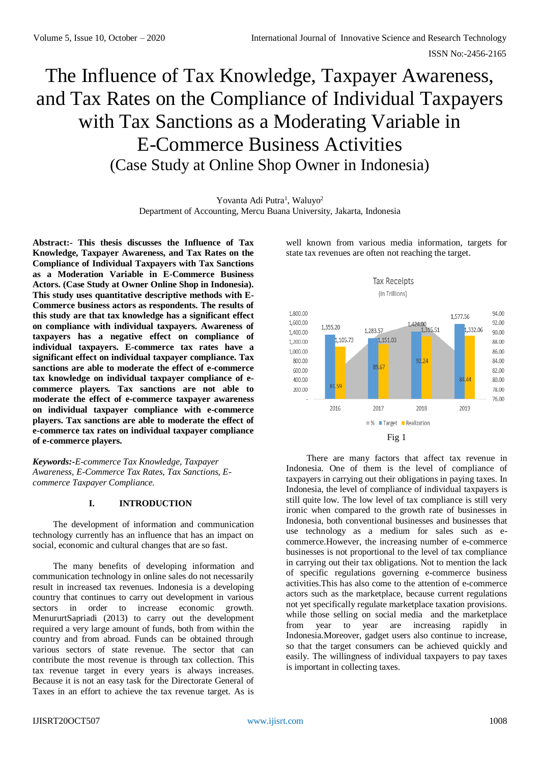# The Influence of Tax Knowledge, Taxpayer Awareness, and Tax Rates on the Compliance of Individual Taxpayers with Tax Sanctions as a Moderating Variable in E-Commerce Business Activities

## (Case Study at Online Shop Owner in Indonesia)

Yovanta Adi Putra[1], Waluyo[2]
Department of Accounting, Mercu Buana University, Jakarta, Indonesia

**Abstract:- This thesis discusses the Influence of Tax Knowledge, Taxpayer Awareness, and Tax Rates on the Compliance of Individual Taxpayers with Tax Sanctions as a Moderation Variable in E-Commerce Business Actors. (Case Study at Owner Online Shop in Indonesia). This study uses quantitative descriptive methods with E-Commerce business actors as respondents. The results of this study are that tax knowledge has a significant effect on compliance with individual taxpayers. Awareness of taxpayers has a negative effect on compliance of individual taxpayers. E-commerce tax rates have a significant effect on individual taxpayer compliance. Tax sanctions are able to moderate the effect of e-commerce tax knowledge on individual taxpayer compliance of e-commerce players. Tax sanctions are not able to moderate the effect of e-commerce taxpayer awareness on individual taxpayer compliance with e-commerce players. Tax sanctions are able to moderate the effect of e-commerce tax rates on individual taxpayer compliance of e-commerce players.**

***Keywords:-****E-commerce Tax Knowledge, Taxpayer Awareness, E-Commerce Tax Rates, Tax Sanctions, E-commerce Taxpayer Compliance.*

## I. INTRODUCTION

The development of information and communication technology currently has an influence that has an impact on social, economic and cultural changes that are so fast.

The many benefits of developing information and communication technology in online sales do not necessarily result in increased tax revenues. Indonesia is a developing country that continues to carry out development in various sectors in order to increase economic growth. MenururtSapriadi (2013) to carry out the development required a very large amount of funds, both from within the country and from abroad. Funds can be obtained through various sectors of state revenue. The sector that can contribute the most revenue is through tax collection. This tax revenue target in every years is always increases. Because it is not an easy task for the Directorate General of Taxes in an effort to achieve the tax revenue target. As is well known from various media information, targets for state tax revenues are often not reaching the target.

Tax Receipts
(In Trillions)

| Year | Target | Realization | % |
|---|---|---|---|
| 2016 | 1,355.20 | 1,105.73 | 81.59 |
| 2017 | 1,283.57 | 1,151.03 | 89.67 |
| 2018 | 1,424.00 | 1,315.51 | 92.24 |
| 2019 | 1,577.56 | 1,332.06 | 84.44 |

Fig 1

There are many factors that affect tax revenue in Indonesia. One of them is the level of compliance of taxpayers in carrying out their obligations in paying taxes. In Indonesia, the level of compliance of individual taxpayers is still quite low. The low level of tax compliance is still very ironic when compared to the growth rate of businesses in Indonesia, both conventional businesses and businesses that use technology as a medium for sales such as e-commerce.However, the increasing number of e-commerce businesses is not proportional to the level of tax compliance in carrying out their tax obligations. Not to mention the lack of specific regulations governing e-commerce business activities.This has also come to the attention of e-commerce actors such as the marketplace, because current regulations not yet specifically regulate marketplace taxation provisions. while those selling on social media and the marketplace from year to year are increasing rapidly in Indonesia.Moreover, gadget users also continue to increase, so that the target consumers can be achieved quickly and easily. The willingness of individual taxpayers to pay taxes is important in collecting taxes.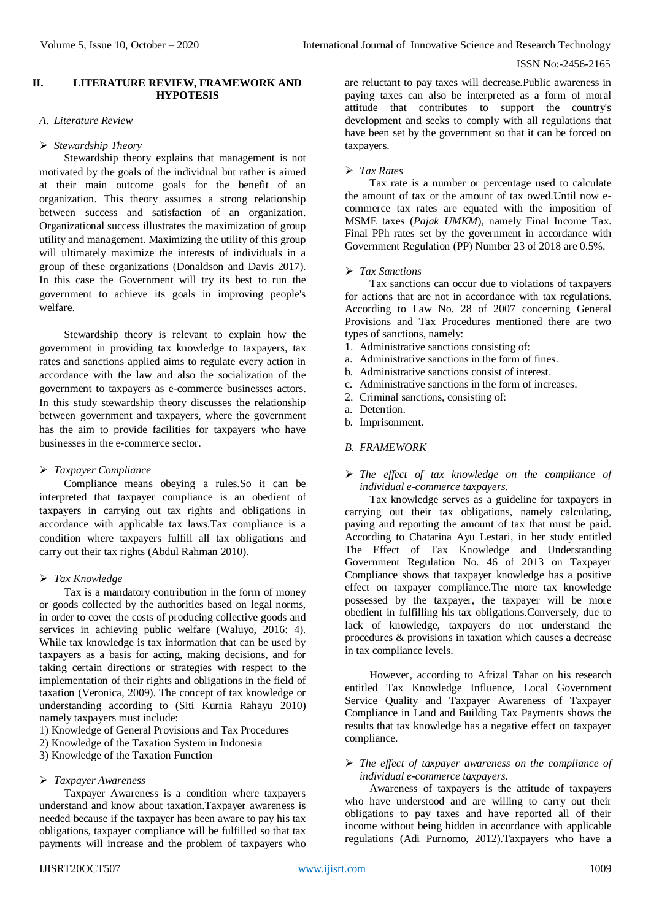## II. LITERATURE REVIEW, FRAMEWORK AND HYPOTESIS

### *A. Literature Review*

➢ *Stewardship Theory*

Stewardship theory explains that management is not motivated by the goals of the individual but rather is aimed at their main outcome goals for the benefit of an organization. This theory assumes a strong relationship between success and satisfaction of an organization. Organizational success illustrates the maximization of group utility and management. Maximizing the utility of this group will ultimately maximize the interests of individuals in a group of these organizations (Donaldson and Davis 2017). In this case the Government will try its best to run the government to achieve its goals in improving people's welfare.

Stewardship theory is relevant to explain how the government in providing tax knowledge to taxpayers, tax rates and sanctions applied aims to regulate every action in accordance with the law and also the socialization of the government to taxpayers as e-commerce businesses actors. In this study stewardship theory discusses the relationship between government and taxpayers, where the government has the aim to provide facilities for taxpayers who have businesses in the e-commerce sector.

➢ *Taxpayer Compliance*

Compliance means obeying a rules.So it can be interpreted that taxpayer compliance is an obedient of taxpayers in carrying out tax rights and obligations in accordance with applicable tax laws.Tax compliance is a condition where taxpayers fulfill all tax obligations and carry out their tax rights (Abdul Rahman 2010).

➢ *Tax Knowledge*

Tax is a mandatory contribution in the form of money or goods collected by the authorities based on legal norms, in order to cover the costs of producing collective goods and services in achieving public welfare (Waluyo, 2016: 4). While tax knowledge is tax information that can be used by taxpayers as a basis for acting, making decisions, and for taking certain directions or strategies with respect to the implementation of their rights and obligations in the field of taxation (Veronica, 2009). The concept of tax knowledge or understanding according to (Siti Kurnia Rahayu 2010) namely taxpayers must include:

1) Knowledge of General Provisions and Tax Procedures
2) Knowledge of the Taxation System in Indonesia
3) Knowledge of the Taxation Function

➢ *Taxpayer Awareness*

Taxpayer Awareness is a condition where taxpayers understand and know about taxation.Taxpayer awareness is needed because if the taxpayer has been aware to pay his tax obligations, taxpayer compliance will be fulfilled so that tax payments will increase and the problem of taxpayers who are reluctant to pay taxes will decrease.Public awareness in paying taxes can also be interpreted as a form of moral attitude that contributes to support the country's development and seeks to comply with all regulations that have been set by the government so that it can be forced on taxpayers.

➢ *Tax Rates*

Tax rate is a number or percentage used to calculate the amount of tax or the amount of tax owed.Until now e-commerce tax rates are equated with the imposition of MSME taxes (*Pajak UMKM*), namely Final Income Tax. Final PPh rates set by the government in accordance with Government Regulation (PP) Number 23 of 2018 are 0.5%.

➢ *Tax Sanctions*

Tax sanctions can occur due to violations of taxpayers for actions that are not in accordance with tax regulations. According to Law No. 28 of 2007 concerning General Provisions and Tax Procedures mentioned there are two types of sanctions, namely:

1. Administrative sanctions consisting of:
   a. Administrative sanctions in the form of fines.
   b. Administrative sanctions consist of interest.
   c. Administrative sanctions in the form of increases.
2. Criminal sanctions, consisting of:
   a. Detention.
   b. Imprisonment.

### *B. FRAMEWORK*

➢ *The effect of tax knowledge on the compliance of individual e-commerce taxpayers.*

Tax knowledge serves as a guideline for taxpayers in carrying out their tax obligations, namely calculating, paying and reporting the amount of tax that must be paid. According to Chatarina Ayu Lestari, in her study entitled The Effect of Tax Knowledge and Understanding Government Regulation No. 46 of 2013 on Taxpayer Compliance shows that taxpayer knowledge has a positive effect on taxpayer compliance.The more tax knowledge possessed by the taxpayer, the taxpayer will be more obedient in fulfilling his tax obligations.Conversely, due to lack of knowledge, taxpayers do not understand the procedures & provisions in taxation which causes a decrease in tax compliance levels.

However, according to Afrizal Tahar on his research entitled Tax Knowledge Influence, Local Government Service Quality and Taxpayer Awareness of Taxpayer Compliance in Land and Building Tax Payments shows the results that tax knowledge has a negative effect on taxpayer compliance.

➢ *The effect of taxpayer awareness on the compliance of individual e-commerce taxpayers.*

Awareness of taxpayers is the attitude of taxpayers who have understood and are willing to carry out their obligations to pay taxes and have reported all of their income without being hidden in accordance with applicable regulations (Adi Purnomo, 2012).Taxpayers who have a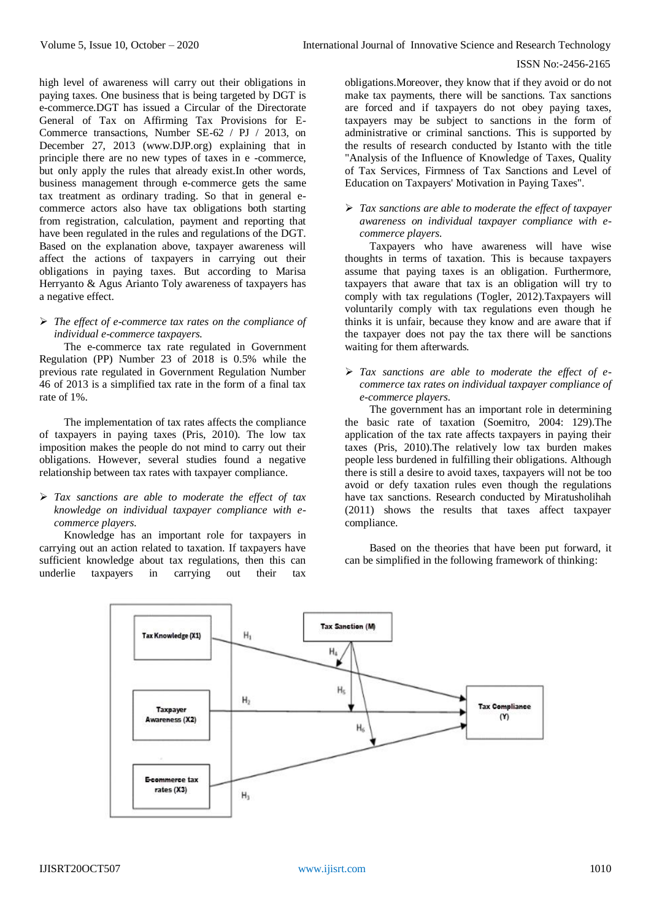high level of awareness will carry out their obligations in paying taxes. One business that is being targeted by DGT is e-commerce.DGT has issued a Circular of the Directorate General of Tax on Affirming Tax Provisions for E-Commerce transactions, Number SE-62 / PJ / 2013, on December 27, 2013 (www.DJP.org) explaining that in principle there are no new types of taxes in e -commerce, but only apply the rules that already exist.In other words, business management through e-commerce gets the same tax treatment as ordinary trading. So that in general e-commerce actors also have tax obligations both starting from registration, calculation, payment and reporting that have been regulated in the rules and regulations of the DGT. Based on the explanation above, taxpayer awareness will affect the actions of taxpayers in carrying out their obligations in paying taxes. But according to Marisa Herryanto & Agus Arianto Toly awareness of taxpayers has a negative effect.

- *The effect of e-commerce tax rates on the compliance of individual e-commerce taxpayers.*

The e-commerce tax rate regulated in Government Regulation (PP) Number 23 of 2018 is 0.5% while the previous rate regulated in Government Regulation Number 46 of 2013 is a simplified tax rate in the form of a final tax rate of 1%.

The implementation of tax rates affects the compliance of taxpayers in paying taxes (Pris, 2010). The low tax imposition makes the people do not mind to carry out their obligations. However, several studies found a negative relationship between tax rates with taxpayer compliance.

- *Tax sanctions are able to moderate the effect of tax knowledge on individual taxpayer compliance with e-commerce players.*

Knowledge has an important role for taxpayers in carrying out an action related to taxation. If taxpayers have sufficient knowledge about tax regulations, then this can underlie taxpayers in carrying out their tax obligations.Moreover, they know that if they avoid or do not make tax payments, there will be sanctions. Tax sanctions are forced and if taxpayers do not obey paying taxes, taxpayers may be subject to sanctions in the form of administrative or criminal sanctions. This is supported by the results of research conducted by Istanto with the title "Analysis of the Influence of Knowledge of Taxes, Quality of Tax Services, Firmness of Tax Sanctions and Level of Education on Taxpayers' Motivation in Paying Taxes".

- *Tax sanctions are able to moderate the effect of taxpayer awareness on individual taxpayer compliance with e-commerce players.*

Taxpayers who have awareness will have wise thoughts in terms of taxation. This is because taxpayers assume that paying taxes is an obligation. Furthermore, taxpayers that aware that tax is an obligation will try to comply with tax regulations (Togler, 2012).Taxpayers will voluntarily comply with tax regulations even though he thinks it is unfair, because they know and are aware that if the taxpayer does not pay the tax there will be sanctions waiting for them afterwards.

- *Tax sanctions are able to moderate the effect of e-commerce tax rates on individual taxpayer compliance of e-commerce players.*

The government has an important role in determining the basic rate of taxation (Soemitro, 2004: 129).The application of the tax rate affects taxpayers in paying their taxes (Pris, 2010).The relatively low tax burden makes people less burdened in fulfilling their obligations. Although there is still a desire to avoid taxes, taxpayers will not be too avoid or defy taxation rules even though the regulations have tax sanctions. Research conducted by Miratusholihah (2011) shows the results that taxes affect taxpayer compliance.

Based on the theories that have been put forward, it can be simplified in the following framework of thinking:

Tax Knowledge (X1) —H1→ Tax Compliance (Y)
Taxpayer Awareness (X2) —H2→ Tax Compliance (Y)
E-commerce tax rates (X3) —H3→ Tax Compliance (Y)
Tax Sanction (M) —H4, H5, H6→ (moderating paths)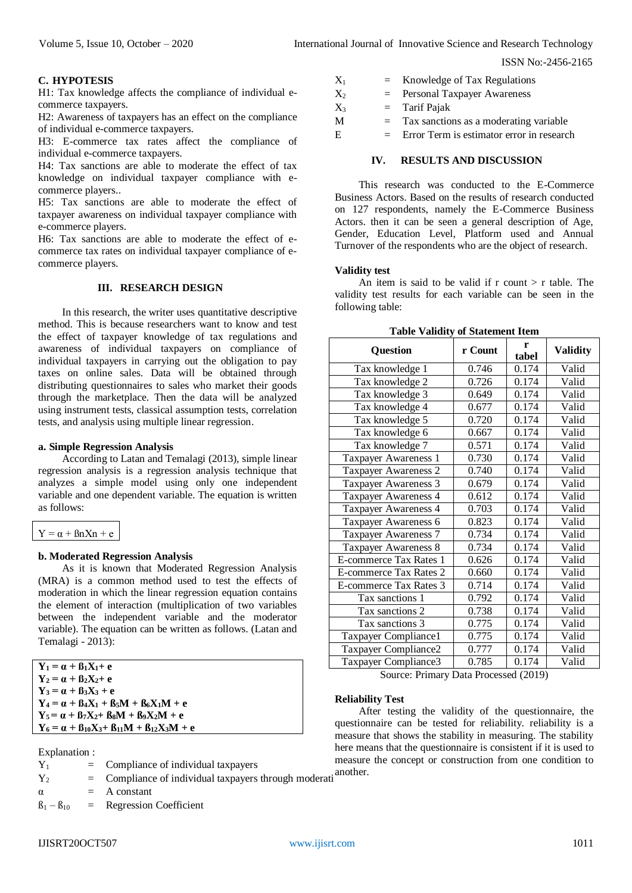### C. HYPOTESIS

H1: Tax knowledge affects the compliance of individual e-commerce taxpayers.

H2: Awareness of taxpayers has an effect on the compliance of individual e-commerce taxpayers.

H3: E-commerce tax rates affect the compliance of individual e-commerce taxpayers.

H4: Tax sanctions are able to moderate the effect of tax knowledge on individual taxpayer compliance with e-commerce players..

H5: Tax sanctions are able to moderate the effect of taxpayer awareness on individual taxpayer compliance with e-commerce players.

H6: Tax sanctions are able to moderate the effect of e-commerce tax rates on individual taxpayer compliance of e-commerce players.

## III. RESEARCH DESIGN

In this research, the writer uses quantitative descriptive method. This is because researchers want to know and test the effect of taxpayer knowledge of tax regulations and awareness of individual taxpayers on compliance of individual taxpayers in carrying out the obligation to pay taxes on online sales. Data will be obtained through distributing questionnaires to sales who market their goods through the marketplace. Then the data will be analyzed using instrument tests, classical assumption tests, correlation tests, and analysis using multiple linear regression.

### a. Simple Regression Analysis

According to Latan and Temalagi (2013), simple linear regression analysis is a regression analysis technique that analyzes a simple model using only one independent variable and one dependent variable. The equation is written as follows:

$$Y = \alpha + \beta n X n + e$$

### b. Moderated Regression Analysis

As it is known that Moderated Regression Analysis (MRA) is a common method used to test the effects of moderation in which the linear regression equation contains the element of interaction (multiplication of two variables between the independent variable and the moderator variable). The equation can be written as follows. (Latan and Temalagi - 2013):

$$Y_1 = \alpha + \beta_1 X_1 + e$$
$$Y_2 = \alpha + \beta_2 X_2 + e$$
$$Y_3 = \alpha + \beta_3 X_3 + e$$
$$Y_4 = \alpha + \beta_4 X_1 + \beta_5 M + \beta_6 X_1 M + e$$
$$Y_5 = \alpha + \beta_7 X_2 + \beta_8 M + \beta_9 X_2 M + e$$
$$Y_6 = \alpha + \beta_{10} X_3 + \beta_{11} M + \beta_{12} X_3 M + e$$

Explanation :

- $Y_1$ = Compliance of individual taxpayers
- $Y_2$ = Compliance of individual taxpayers through moderati
- $\alpha$ = A constant
- $\beta_1 - \beta_{10}$ = Regression Coefficient
- $X_1$ = Knowledge of Tax Regulations
- $X_2$ = Personal Taxpayer Awareness
- $X_3$ = Tarif Pajak
- M = Tax sanctions as a moderating variable
- E = Error Term is estimator error in research

## IV. RESULTS AND DISCUSSION

This research was conducted to the E-Commerce Business Actors. Based on the results of research conducted on 127 respondents, namely the E-Commerce Business Actors. then it can be seen a general description of Age, Gender, Education Level, Platform used and Annual Turnover of the respondents who are the object of research.

**Validity test**

An item is said to be valid if r count > r table. The validity test results for each variable can be seen in the following table:

**Table Validity of Statement Item**

| Question | r Count | r tabel | Validity |
|---|---|---|---|
| Tax knowledge 1 | 0.746 | 0.174 | Valid |
| Tax knowledge 2 | 0.726 | 0.174 | Valid |
| Tax knowledge 3 | 0.649 | 0.174 | Valid |
| Tax knowledge 4 | 0.677 | 0.174 | Valid |
| Tax knowledge 5 | 0.720 | 0.174 | Valid |
| Tax knowledge 6 | 0.667 | 0.174 | Valid |
| Tax knowledge 7 | 0.571 | 0.174 | Valid |
| Taxpayer Awareness 1 | 0.730 | 0.174 | Valid |
| Taxpayer Awareness 2 | 0.740 | 0.174 | Valid |
| Taxpayer Awareness 3 | 0.679 | 0.174 | Valid |
| Taxpayer Awareness 4 | 0.612 | 0.174 | Valid |
| Taxpayer Awareness 4 | 0.703 | 0.174 | Valid |
| Taxpayer Awareness 6 | 0.823 | 0.174 | Valid |
| Taxpayer Awareness 7 | 0.734 | 0.174 | Valid |
| Taxpayer Awareness 8 | 0.734 | 0.174 | Valid |
| E-commerce Tax Rates 1 | 0.626 | 0.174 | Valid |
| E-commerce Tax Rates 2 | 0.660 | 0.174 | Valid |
| E-commerce Tax Rates 3 | 0.714 | 0.174 | Valid |
| Tax sanctions 1 | 0.792 | 0.174 | Valid |
| Tax sanctions 2 | 0.738 | 0.174 | Valid |
| Tax sanctions 3 | 0.775 | 0.174 | Valid |
| Taxpayer Compliance1 | 0.775 | 0.174 | Valid |
| Taxpayer Compliance2 | 0.777 | 0.174 | Valid |
| Taxpayer Compliance3 | 0.785 | 0.174 | Valid |

Source: Primary Data Processed (2019)

**Reliability Test**

After testing the validity of the questionnaire, the questionnaire can be tested for reliability. reliability is a measure that shows the stability in measuring. The stability here means that the questionnaire is consistent if it is used to measure the concept or construction from one condition to another.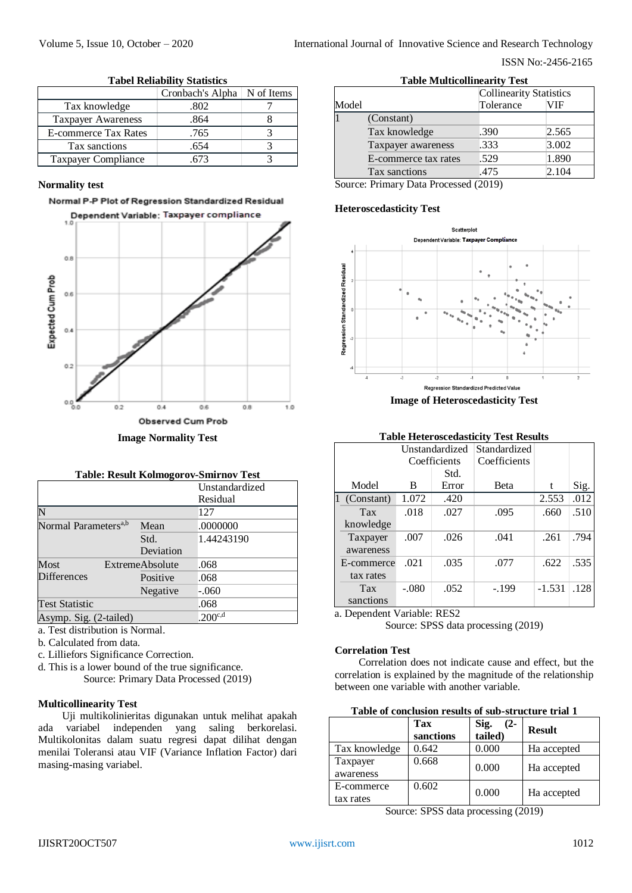**Tabel Reliability Statistics**

| | Cronbach's Alpha | N of Items |
|---|---|---|
| Tax knowledge | .802 | 7 |
| Taxpayer Awareness | .864 | 8 |
| E-commerce Tax Rates | .765 | 3 |
| Tax sanctions | .654 | 3 |
| Taxpayer Compliance | .673 | 3 |

**Normality test**

Image Normality Test

**Table: Result Kolmogorov-Smirnov Test**

| | | Unstandardized Residual |
|---|---|---|
| N | | 127 |
| Normal Parameters[a,b] | Mean | .0000000 |
| | Std. Deviation | 1.44243190 |
| Most Extreme Differences | Absolute | .068 |
| | Positive | .068 |
| | Negative | -.060 |
| Test Statistic | | .068 |
| Asymp. Sig. (2-tailed) | | .200[c,d] |

a. Test distribution is Normal.
b. Calculated from data.
c. Lilliefors Significance Correction.
d. This is a lower bound of the true significance.

Source: Primary Data Processed (2019)

**Multicollinearity Test**

Uji multikolinieritas digunakan untuk melihat apakah ada variabel independen yang saling berkorelasi. Multikolonitas dalam suatu regresi dapat dilihat dengan menilai Toleransi atau VIF (Variance Inflation Factor) dari masing-masing variabel.

**Table Multicollinearity Test**

| Model | | Collinearity Statistics Tolerance | VIF |
|---|---|---|---|
| 1 | (Constant) | | |
| | Tax knowledge | .390 | 2.565 |
| | Taxpayer awareness | .333 | 3.002 |
| | E-commerce tax rates | .529 | 1.890 |
| | Tax sanctions | .475 | 2.104 |

Source: Primary Data Processed (2019)

**Heteroscedasticity Test**

Image of Heteroscedasticity Test

**Table Heteroscedasticity Test Results**

| Model | | Unstandardized Coefficients B | Std. Error | Standardized Coefficients Beta | t | Sig. |
|---|---|---|---|---|---|---|
| 1 | (Constant) | 1.072 | .420 | | 2.553 | .012 |
| | Tax knowledge | .018 | .027 | .095 | .660 | .510 |
| | Taxpayer awareness | .007 | .026 | .041 | .261 | .794 |
| | E-commerce tax rates | .021 | .035 | .077 | .622 | .535 |
| | Tax sanctions | -.080 | .052 | -.199 | -1.531 | .128 |

a. Dependent Variable: RES2

Source: SPSS data processing (2019)

**Correlation Test**

Correlation does not indicate cause and effect, but the correlation is explained by the magnitude of the relationship between one variable with another variable.

**Table of conclusion results of sub-structure trial 1**

| | Tax sanctions | Sig. (2-tailed) | Result |
|---|---|---|---|
| Tax knowledge | 0.642 | 0.000 | Ha accepted |
| Taxpayer awareness | 0.668 | 0.000 | Ha accepted |
| E-commerce tax rates | 0.602 | 0.000 | Ha accepted |

Source: SPSS data processing (2019)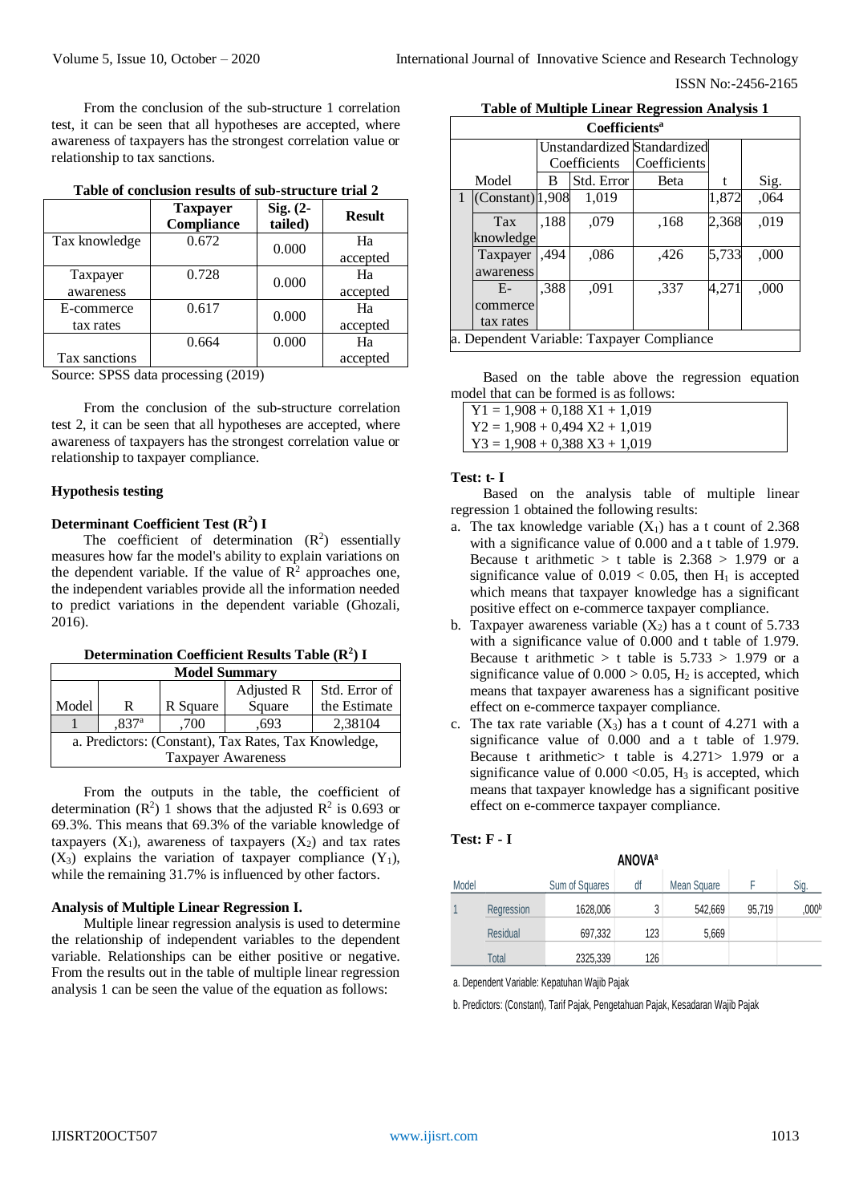From the conclusion of the sub-structure 1 correlation test, it can be seen that all hypotheses are accepted, where awareness of taxpayers has the strongest correlation value or relationship to tax sanctions.

**Table of conclusion results of sub-structure trial 2**

| | Taxpayer Compliance | Sig. (2-tailed) | Result |
|---|---|---|---|
| Tax knowledge | 0.672 | 0.000 | Ha accepted |
| Taxpayer awareness | 0.728 | 0.000 | Ha accepted |
| E-commerce tax rates | 0.617 | 0.000 | Ha accepted |
| Tax sanctions | 0.664 | 0.000 | Ha accepted |

Source: SPSS data processing (2019)

From the conclusion of the sub-structure correlation test 2, it can be seen that all hypotheses are accepted, where awareness of taxpayers has the strongest correlation value or relationship to taxpayer compliance.

### Hypothesis testing

#### Determinant Coefficient Test ($R^2$) I

The coefficient of determination ($R^2$) essentially measures how far the model's ability to explain variations on the dependent variable. If the value of $R^2$ approaches one, the independent variables provide all the information needed to predict variations in the dependent variable (Ghozali, 2016).

**Determination Coefficient Results Table ($R^2$) I**

| Model Summary | | | | |
|---|---|---|---|---|
| Model | R | R Square | Adjusted R Square | Std. Error of the Estimate |
| 1 | ,837[a] | ,700 | ,693 | 2,38104 |
| a. Predictors: (Constant), Tax Rates, Tax Knowledge, Taxpayer Awareness | | | | |

From the outputs in the table, the coefficient of determination ($R^2$) 1 shows that the adjusted $R^2$ is 0.693 or 69.3%. This means that 69.3% of the variable knowledge of taxpayers ($X_1$), awareness of taxpayers ($X_2$) and tax rates ($X_3$) explains the variation of taxpayer compliance ($Y_1$), while the remaining 31.7% is influenced by other factors.

#### Analysis of Multiple Linear Regression I.

Multiple linear regression analysis is used to determine the relationship of independent variables to the dependent variable. Relationships can be either positive or negative. From the results out in the table of multiple linear regression analysis 1 can be seen the value of the equation as follows:

**Table of Multiple Linear Regression Analysis 1**

| Coefficients[a] | | | | | | |
|---|---|---|---|---|---|---|
| | | Unstandardized Coefficients | | Standardized Coefficients | | |
| Model | | B | Std. Error | Beta | t | Sig. |
| 1 | (Constant) | 1,908 | 1,019 | | 1,872 | ,064 |
| | Tax knowledge | ,188 | ,079 | ,168 | 2,368 | ,019 |
| | Taxpayer awareness | ,494 | ,086 | ,426 | 5,733 | ,000 |
| | E-commerce tax rates | ,388 | ,091 | ,337 | 4,271 | ,000 |
| a. Dependent Variable: Taxpayer Compliance | | | | | | |

Based on the table above the regression equation model that can be formed is as follows:

$Y1 = 1,908 + 0,188\ X1 + 1,019$
$Y2 = 1,908 + 0,494\ X2 + 1,019$
$Y3 = 1,908 + 0,388\ X3 + 1,019$

#### Test: t- I

Based on the analysis table of multiple linear regression 1 obtained the following results:

a. The tax knowledge variable ($X_1$) has a t count of 2.368 with a significance value of 0.000 and a t table of 1.979. Because t arithmetic > t table is 2.368 > 1.979 or a significance value of 0.019 < 0.05, then $H_1$ is accepted which means that taxpayer knowledge has a significant positive effect on e-commerce taxpayer compliance.
b. Taxpayer awareness variable ($X_2$) has a t count of 5.733 with a significance value of 0.000 and t table of 1.979. Because t arithmetic > t table is 5.733 > 1.979 or a significance value of 0.000 > 0.05, $H_2$ is accepted, which means that taxpayer awareness has a significant positive effect on e-commerce taxpayer compliance.
c. The tax rate variable ($X_3$) has a t count of 4.271 with a significance value of 0.000 and a t table of 1.979. Because t arithmetic> t table is 4.271> 1.979 or a significance value of 0.000 <0.05, $H_3$ is accepted, which means that taxpayer knowledge has a significant positive effect on e-commerce taxpayer compliance.

#### Test: F - I

**ANOVA[a]**

| Model | | Sum of Squares | df | Mean Square | F | Sig. |
|---|---|---|---|---|---|---|
| 1 | Regression | 1628,006 | 3 | 542,669 | 95,719 | ,000[b] |
| | Residual | 697,332 | 123 | 5,669 | | |
| | Total | 2325,339 | 126 | | | |

a. Dependent Variable: Kepatuhan Wajib Pajak

b. Predictors: (Constant), Tarif Pajak, Pengetahuan Pajak, Kesadaran Wajib Pajak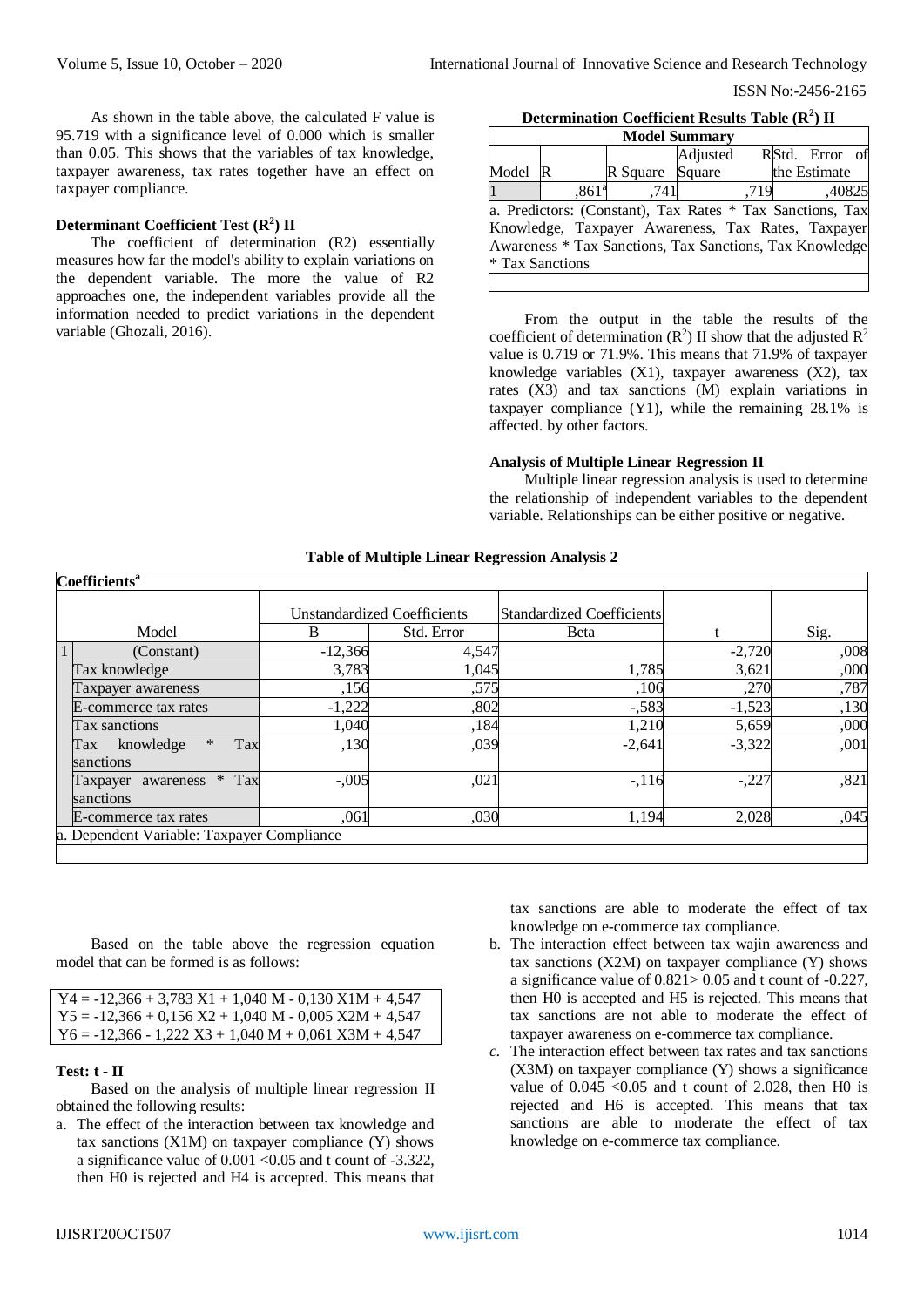As shown in the table above, the calculated F value is 95.719 with a significance level of 0.000 which is smaller than 0.05. This shows that the variables of tax knowledge, taxpayer awareness, tax rates together have an effect on taxpayer compliance.

### Determinant Coefficient Test ($R^2$) II

The coefficient of determination (R2) essentially measures how far the model's ability to explain variations on the dependent variable. The more the value of R2 approaches one, the independent variables provide all the information needed to predict variations in the dependent variable (Ghozali, 2016).

**Determination Coefficient Results Table ($R^2$) II**

| Model Summary | | | | |
|---|---|---|---|---|
| Model | R | R Square | Adjusted R Square | Std. Error of the Estimate |
| 1 | ,861[a] | ,741 | ,719 | ,40825 |
| a. Predictors: (Constant), Tax Rates * Tax Sanctions, Tax Knowledge, Taxpayer Awareness, Tax Rates, Taxpayer Awareness * Tax Sanctions, Tax Sanctions, Tax Knowledge * Tax Sanctions | | | | |

From the output in the table the results of the coefficient of determination ($R^2$) II show that the adjusted $R^2$ value is 0.719 or 71.9%. This means that 71.9% of taxpayer knowledge variables (X1), taxpayer awareness (X2), tax rates (X3) and tax sanctions (M) explain variations in taxpayer compliance (Y1), while the remaining 28.1% is affected. by other factors.

### Analysis of Multiple Linear Regression II

Multiple linear regression analysis is used to determine the relationship of independent variables to the dependent variable. Relationships can be either positive or negative.

**Table of Multiple Linear Regression Analysis 2**

| Coefficients[a] | | | | | | |
|---|---|---|---|---|---|---|
| | Model | Unstandardized Coefficients | | Standardized Coefficients | t | Sig. |
| | | B | Std. Error | Beta | | |
| 1 | (Constant) | -12,366 | 4,547 | | -2,720 | ,008 |
| | Tax knowledge | 3,783 | 1,045 | 1,785 | 3,621 | ,000 |
| | Taxpayer awareness | ,156 | ,575 | ,106 | ,270 | ,787 |
| | E-commerce tax rates | -1,222 | ,802 | -,583 | -1,523 | ,130 |
| | Tax sanctions | 1,040 | ,184 | 1,210 | 5,659 | ,000 |
| | Tax knowledge * Tax sanctions | ,130 | ,039 | -2,641 | -3,322 | ,001 |
| | Taxpayer awareness * Tax sanctions | -,005 | ,021 | -,116 | -,227 | ,821 |
| | E-commerce tax rates | ,061 | ,030 | 1,194 | 2,028 | ,045 |
| a. Dependent Variable: Taxpayer Compliance | | | | | | |

Based on the table above the regression equation model that can be formed is as follows:

$$Y4 = -12{,}366 + 3{,}783\ X1 + 1{,}040\ M - 0{,}130\ X1M + 4{,}547$$
$$Y5 = -12{,}366 + 0{,}156\ X2 + 1{,}040\ M - 0{,}005\ X2M + 4{,}547$$
$$Y6 = -12{,}366 - 1{,}222\ X3 + 1{,}040\ M + 0{,}061\ X3M + 4{,}547$$

### Test: t - II

Based on the analysis of multiple linear regression II obtained the following results:

a. The effect of the interaction between tax knowledge and tax sanctions (X1M) on taxpayer compliance (Y) shows a significance value of 0.001 <0.05 and t count of -3.322, then H0 is rejected and H4 is accepted. This means that tax sanctions are able to moderate the effect of tax knowledge on e-commerce tax compliance.
b. The interaction effect between tax wajin awareness and tax sanctions (X2M) on taxpayer compliance (Y) shows a significance value of 0.821> 0.05 and t count of -0.227, then H0 is accepted and H5 is rejected. This means that tax sanctions are not able to moderate the effect of taxpayer awareness on e-commerce tax compliance.
c. The interaction effect between tax rates and tax sanctions (X3M) on taxpayer compliance (Y) shows a significance value of 0.045 <0.05 and t count of 2.028, then H0 is rejected and H6 is accepted. This means that tax sanctions are able to moderate the effect of tax knowledge on e-commerce tax compliance.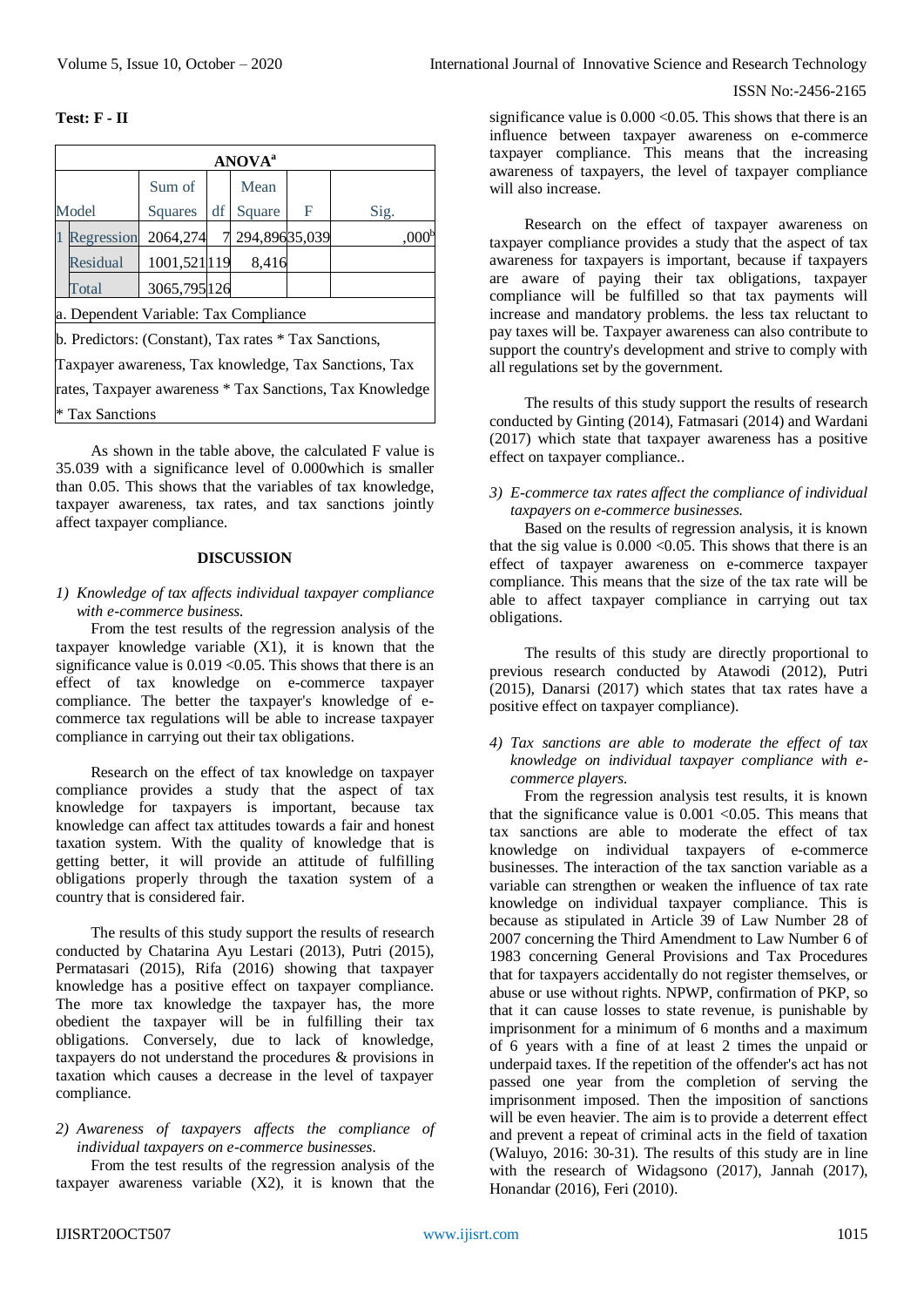**Test: F - II**

| ANOVA[a] | | | | | | |
|---|---|---|---|---|---|---|
| Model | | Sum of Squares | df | Mean Square | F | Sig. |
| 1 | Regression | 2064,274 | 7 | 294,896 | 35,039 | ,000[b] |
| | Residual | 1001,521 | 119 | 8,416 | | |
| | Total | 3065,795 | 126 | | | |

a. Dependent Variable: Tax Compliance

b. Predictors: (Constant), Tax rates * Tax Sanctions, Taxpayer awareness, Tax knowledge, Tax Sanctions, Tax rates, Taxpayer awareness * Tax Sanctions, Tax Knowledge * Tax Sanctions

As shown in the table above, the calculated F value is 35.039 with a significance level of 0.000which is smaller than 0.05. This shows that the variables of tax knowledge, taxpayer awareness, tax rates, and tax sanctions jointly affect taxpayer compliance.

## DISCUSSION

1) *Knowledge of tax affects individual taxpayer compliance with e-commerce business.*

From the test results of the regression analysis of the taxpayer knowledge variable (X1), it is known that the significance value is 0.019 <0.05. This shows that there is an effect of tax knowledge on e-commerce taxpayer compliance. The better the taxpayer's knowledge of e-commerce tax regulations will be able to increase taxpayer compliance in carrying out their tax obligations.

Research on the effect of tax knowledge on taxpayer compliance provides a study that the aspect of tax knowledge for taxpayers is important, because tax knowledge can affect tax attitudes towards a fair and honest taxation system. With the quality of knowledge that is getting better, it will provide an attitude of fulfilling obligations properly through the taxation system of a country that is considered fair.

The results of this study support the results of research conducted by Chatarina Ayu Lestari (2013), Putri (2015), Permatasari (2015), Rifa (2016) showing that taxpayer knowledge has a positive effect on taxpayer compliance. The more tax knowledge the taxpayer has, the more obedient the taxpayer will be in fulfilling their tax obligations. Conversely, due to lack of knowledge, taxpayers do not understand the procedures & provisions in taxation which causes a decrease in the level of taxpayer compliance.

2) *Awareness of taxpayers affects the compliance of individual taxpayers on e-commerce businesses.*

From the test results of the regression analysis of the taxpayer awareness variable (X2), it is known that the significance value is 0.000 <0.05. This shows that there is an influence between taxpayer awareness on e-commerce taxpayer compliance. This means that the increasing awareness of taxpayers, the level of taxpayer compliance will also increase.

Research on the effect of taxpayer awareness on taxpayer compliance provides a study that the aspect of tax awareness for taxpayers is important, because if taxpayers are aware of paying their tax obligations, taxpayer compliance will be fulfilled so that tax payments will increase and mandatory problems. the less tax reluctant to pay taxes will be. Taxpayer awareness can also contribute to support the country's development and strive to comply with all regulations set by the government.

The results of this study support the results of research conducted by Ginting (2014), Fatmasari (2014) and Wardani (2017) which state that taxpayer awareness has a positive effect on taxpayer compliance..

3) *E-commerce tax rates affect the compliance of individual taxpayers on e-commerce businesses.*

Based on the results of regression analysis, it is known that the sig value is 0.000 <0.05. This shows that there is an effect of taxpayer awareness on e-commerce taxpayer compliance. This means that the size of the tax rate will be able to affect taxpayer compliance in carrying out tax obligations.

The results of this study are directly proportional to previous research conducted by Atawodi (2012), Putri (2015), Danarsi (2017) which states that tax rates have a positive effect on taxpayer compliance).

4) *Tax sanctions are able to moderate the effect of tax knowledge on individual taxpayer compliance with e-commerce players.*

From the regression analysis test results, it is known that the significance value is 0.001 <0.05. This means that tax sanctions are able to moderate the effect of tax knowledge on individual taxpayers of e-commerce businesses. The interaction of the tax sanction variable as a variable can strengthen or weaken the influence of tax rate knowledge on individual taxpayer compliance. This is because as stipulated in Article 39 of Law Number 28 of 2007 concerning the Third Amendment to Law Number 6 of 1983 concerning General Provisions and Tax Procedures that for taxpayers accidentally do not register themselves, or abuse or use without rights. NPWP, confirmation of PKP, so that it can cause losses to state revenue, is punishable by imprisonment for a minimum of 6 months and a maximum of 6 years with a fine of at least 2 times the unpaid or underpaid taxes. If the repetition of the offender's act has not passed one year from the completion of serving the imprisonment imposed. Then the imposition of sanctions will be even heavier. The aim is to provide a deterrent effect and prevent a repeat of criminal acts in the field of taxation (Waluyo, 2016: 30-31). The results of this study are in line with the research of Widagsono (2017), Jannah (2017), Honandar (2016), Feri (2010).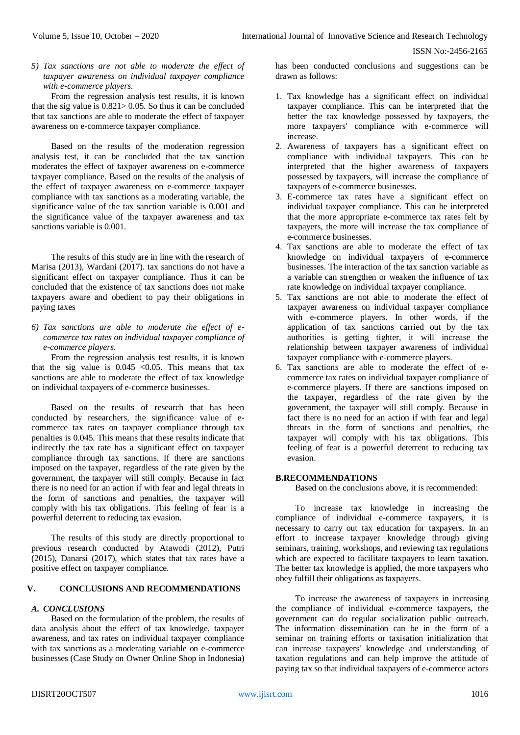*5) Tax sanctions are not able to moderate the effect of taxpayer awareness on individual taxpayer compliance with e-commerce players.*

From the regression analysis test results, it is known that the sig value is 0.821> 0.05. So thus it can be concluded that tax sanctions are able to moderate the effect of taxpayer awareness on e-commerce taxpayer compliance.

Based on the results of the moderation regression analysis test, it can be concluded that the tax sanction moderates the effect of taxpayer awareness on e-commerce taxpayer compliance. Based on the results of the analysis of the effect of taxpayer awareness on e-commerce taxpayer compliance with tax sanctions as a moderating variable, the significance value of the tax sanction variable is 0.001 and the significance value of the taxpayer awareness and tax sanctions variable is 0.001.

The results of this study are in line with the research of Marisa (2013), Wardani (2017). tax sanctions do not have a significant effect on taxpayer compliance. Thus it can be concluded that the existence of tax sanctions does not make taxpayers aware and obedient to pay their obligations in paying taxes

*6) Tax sanctions are able to moderate the effect of e-commerce tax rates on individual taxpayer compliance of e-commerce players.*

From the regression analysis test results, it is known that the sig value is 0.045 <0.05. This means that tax sanctions are able to moderate the effect of tax knowledge on individual taxpayers of e-commerce businesses.

Based on the results of research that has been conducted by researchers, the significance value of e-commerce tax rates on taxpayer compliance through tax penalties is 0.045. This means that these results indicate that indirectly the tax rate has a significant effect on taxpayer compliance through tax sanctions. If there are sanctions imposed on the taxpayer, regardless of the rate given by the government, the taxpayer will still comply. Because in fact there is no need for an action if with fear and legal threats in the form of sanctions and penalties, the taxpayer will comply with his tax obligations. This feeling of fear is a powerful deterrent to reducing tax evasion.

The results of this study are directly proportional to previous research conducted by Atawodi (2012), Putri (2015), Danarsi (2017), which states that tax rates have a positive effect on taxpayer compliance.

## V. CONCLUSIONS AND RECOMMENDATIONS

### *A. CONCLUSIONS*

Based on the formulation of the problem, the results of data analysis about the effect of tax knowledge, taxpayer awareness, and tax rates on individual taxpayer compliance with tax sanctions as a moderating variable on e-commerce businesses (Case Study on Owner Online Shop in Indonesia) has been conducted conclusions and suggestions can be drawn as follows:

1. Tax knowledge has a significant effect on individual taxpayer compliance. This can be interpreted that the better the tax knowledge possessed by taxpayers, the more taxpayers' compliance with e-commerce will increase.
2. Awareness of taxpayers has a significant effect on compliance with individual taxpayers. This can be interpreted that the higher awareness of taxpayers possessed by taxpayers, will increase the compliance of taxpayers of e-commerce businesses.
3. E-commerce tax rates have a significant effect on individual taxpayer compliance. This can be interpreted that the more appropriate e-commerce tax rates felt by taxpayers, the more will increase the tax compliance of e-commerce businesses.
4. Tax sanctions are able to moderate the effect of tax knowledge on individual taxpayers of e-commerce businesses. The interaction of the tax sanction variable as a variable can strengthen or weaken the influence of tax rate knowledge on individual taxpayer compliance.
5. Tax sanctions are not able to moderate the effect of taxpayer awareness on individual taxpayer compliance with e-commerce players. In other words, if the application of tax sanctions carried out by the tax authorities is getting tighter, it will increase the relationship between taxpayer awareness of individual taxpayer compliance with e-commerce players.
6. Tax sanctions are able to moderate the effect of e-commerce tax rates on individual taxpayer compliance of e-commerce players. If there are sanctions imposed on the taxpayer, regardless of the rate given by the government, the taxpayer will still comply. Because in fact there is no need for an action if with fear and legal threats in the form of sanctions and penalties, the taxpayer will comply with his tax obligations. This feeling of fear is a powerful deterrent to reducing tax evasion.

### B.RECOMMENDATIONS

Based on the conclusions above, it is recommended:

To increase tax knowledge in increasing the compliance of individual e-commerce taxpayers, it is necessary to carry out tax education for taxpayers. In an effort to increase taxpayer knowledge through giving seminars, training, workshops, and reviewing tax regulations which are expected to facilitate taxpayers to learn taxation. The better tax knowledge is applied, the more taxpayers who obey fulfill their obligations as taxpayers.

To increase the awareness of taxpayers in increasing the compliance of individual e-commerce taxpayers, the government can do regular socialization public outreach. The information dissemination can be in the form of a seminar on training efforts or taxisation initialization that can increase taxpayers' knowledge and understanding of taxation regulations and can help improve the attitude of paying tax so that individual taxpayers of e-commerce actors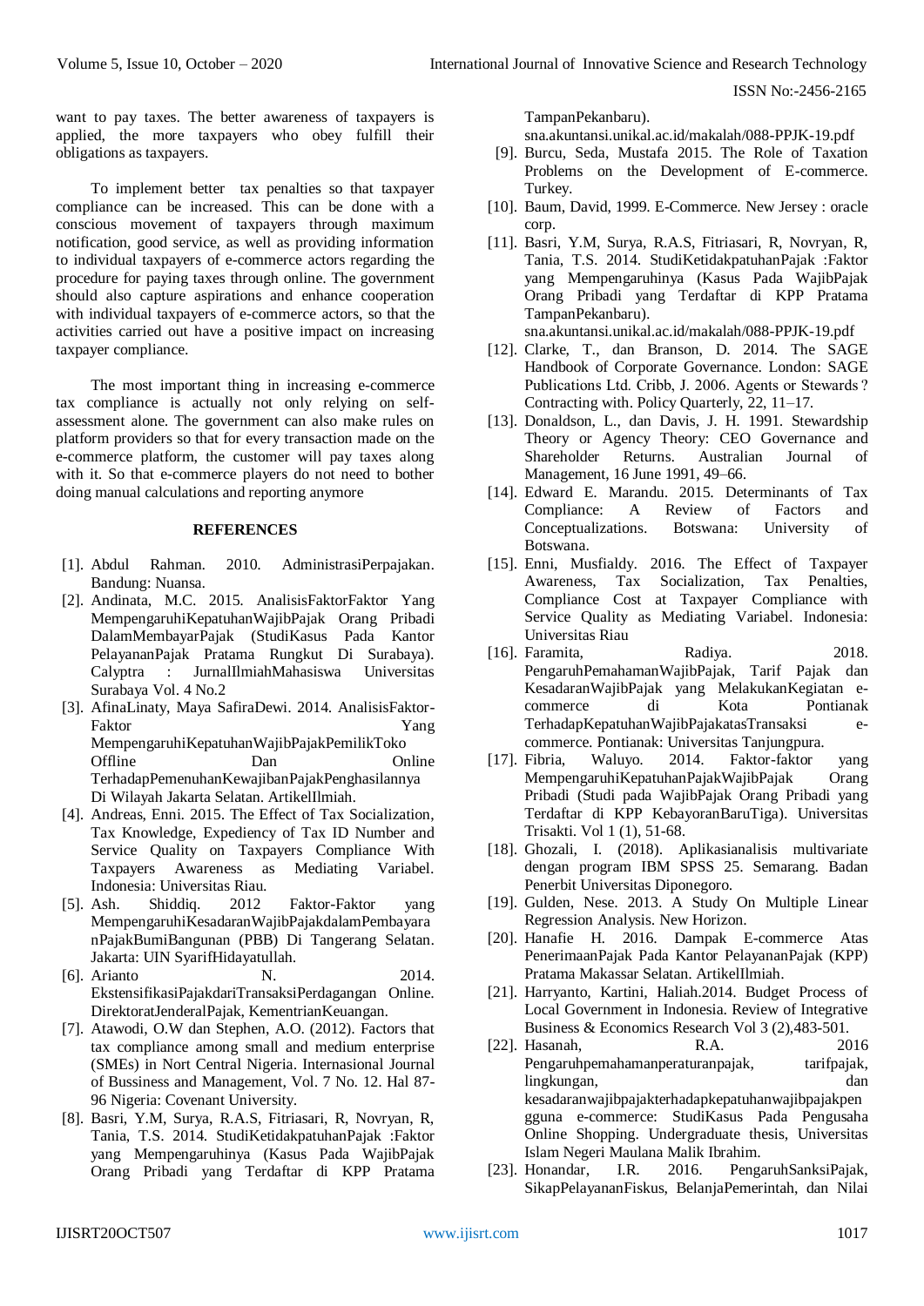want to pay taxes. The better awareness of taxpayers is applied, the more taxpayers who obey fulfill their obligations as taxpayers.

To implement better tax penalties so that taxpayer compliance can be increased. This can be done with a conscious movement of taxpayers through maximum notification, good service, as well as providing information to individual taxpayers of e-commerce actors regarding the procedure for paying taxes through online. The government should also capture aspirations and enhance cooperation with individual taxpayers of e-commerce actors, so that the activities carried out have a positive impact on increasing taxpayer compliance.

The most important thing in increasing e-commerce tax compliance is actually not only relying on self-assessment alone. The government can also make rules on platform providers so that for every transaction made on the e-commerce platform, the customer will pay taxes along with it. So that e-commerce players do not need to bother doing manual calculations and reporting anymore

## REFERENCES

[1]. Abdul Rahman. 2010. AdministrasiPerpajakan. Bandung: Nuansa.

[2]. Andinata, M.C. 2015. AnalisisFaktorFaktor Yang MempengaruhiKepatuhanWajibPajak Orang Pribadi DalamMembayarPajak (StudiKasus Pada Kantor PelayananPajak Pratama Rungkut Di Surabaya). Calyptra : JurnalIlmiahMahasiswa Universitas Surabaya Vol. 4 No.2

[3]. AfinaLinaty, Maya SafiraDewi. 2014. AnalisisFaktor-Faktor Yang MempengaruhiKepatuhanWajibPajakPemilikToko Offline Dan Online TerhadapPemenuhanKewajibanPajakPenghasilannya Di Wilayah Jakarta Selatan. ArtikelIlmiah.

[4]. Andreas, Enni. 2015. The Effect of Tax Socialization, Tax Knowledge, Expediency of Tax ID Number and Service Quality on Taxpayers Compliance With Taxpayers Awareness as Mediating Variabel. Indonesia: Universitas Riau.

[5]. Ash. Shiddiq. 2012 Faktor-Faktor yang MempengaruhiKesadaranWajibPajakdalamPembayaranPajakBumiBangunan (PBB) Di Tangerang Selatan. Jakarta: UIN SyarifHidayatullah.

[6]. Arianto N. 2014. EkstensifikasiPajakdariTransaksiPerdagangan Online. DirektoratJenderalPajak, KementrianKeuangan.

[7]. Atawodi, O.W dan Stephen, A.O. (2012). Factors that tax compliance among small and medium enterprise (SMEs) in Nort Central Nigeria. Internasional Journal of Bussiness and Management, Vol. 7 No. 12. Hal 87-96 Nigeria: Covenant University.

[8]. Basri, Y.M, Surya, R.A.S, Fitriasari, R, Novryan, R, Tania, T.S. 2014. StudiKetidakpatuhanPajak :Faktor yang Mempengaruhinya (Kasus Pada WajibPajak Orang Pribadi yang Terdaftar di KPP Pratama TampanPekanbaru). sna.akuntansi.unikal.ac.id/makalah/088-PPJK-19.pdf

[9]. Burcu, Seda, Mustafa 2015. The Role of Taxation Problems on the Development of E-commerce. Turkey.

[10]. Baum, David, 1999. E-Commerce. New Jersey : oracle corp.

[11]. Basri, Y.M, Surya, R.A.S, Fitriasari, R, Novryan, R, Tania, T.S. 2014. StudiKetidakpatuhanPajak :Faktor yang Mempengaruhinya (Kasus Pada WajibPajak Orang Pribadi yang Terdaftar di KPP Pratama TampanPekanbaru). sna.akuntansi.unikal.ac.id/makalah/088-PPJK-19.pdf

[12]. Clarke, T., dan Branson, D. 2014. The SAGE Handbook of Corporate Governance. London: SAGE Publications Ltd. Cribb, J. 2006. Agents or Stewards ? Contracting with. Policy Quarterly, 22, 11–17.

[13]. Donaldson, L., dan Davis, J. H. 1991. Stewardship Theory or Agency Theory: CEO Governance and Shareholder Returns. Australian Journal of Management, 16 June 1991, 49–66.

[14]. Edward E. Marandu. 2015. Determinants of Tax Compliance: A Review of Factors and Conceptualizations. Botswana: University of Botswana.

[15]. Enni, Musfialdy. 2016. The Effect of Taxpayer Awareness, Tax Socialization, Tax Penalties, Compliance Cost at Taxpayer Compliance with Service Quality as Mediating Variabel. Indonesia: Universitas Riau

[16]. Faramita, Radiya. 2018. PengaruhPemahamanWajibPajak, Tarif Pajak dan KesadaranWajibPajak yang MelakukanKegiatan e-commerce di Kota Pontianak TerhadapKepatuhanWajibPajakatasTransaksi e-commerce. Pontianak: Universitas Tanjungpura.

[17]. Fibria, Waluyo. 2014. Faktor-faktor yang MempengaruhiKepatuhanPajakWajibPajak Orang Pribadi (Studi pada WajibPajak Orang Pribadi yang Terdaftar di KPP KebayoranBaruTiga). Universitas Trisakti. Vol 1 (1), 51-68.

[18]. Ghozali, I. (2018). Aplikasianalisis multivariate dengan program IBM SPSS 25. Semarang. Badan Penerbit Universitas Diponegoro.

[19]. Gulden, Nese. 2013. A Study On Multiple Linear Regression Analysis. New Horizon.

[20]. Hanafie H. 2016. Dampak E-commerce Atas PenerimaanPajak Pada Kantor PelayananPajak (KPP) Pratama Makassar Selatan. ArtikelIlmiah.

[21]. Harryanto, Kartini, Haliah.2014. Budget Process of Local Government in Indonesia. Review of Integrative Business & Economics Research Vol 3 (2),483-501.

[22]. Hasanah, R.A. 2016 Pengaruhpemahamanperaturanpajak, tarifpajak, lingkungan, dan kesadaranwajibpajakterhadapkepatuhanwajibpajakpengguna e-commerce: StudiKasus Pada Pengusaha Online Shopping. Undergraduate thesis, Universitas Islam Negeri Maulana Malik Ibrahim.

[23]. Honandar, I.R. 2016. PengaruhSanksiPajak, SikapPelayananFiskus, BelanjaPemerintah, dan Nilai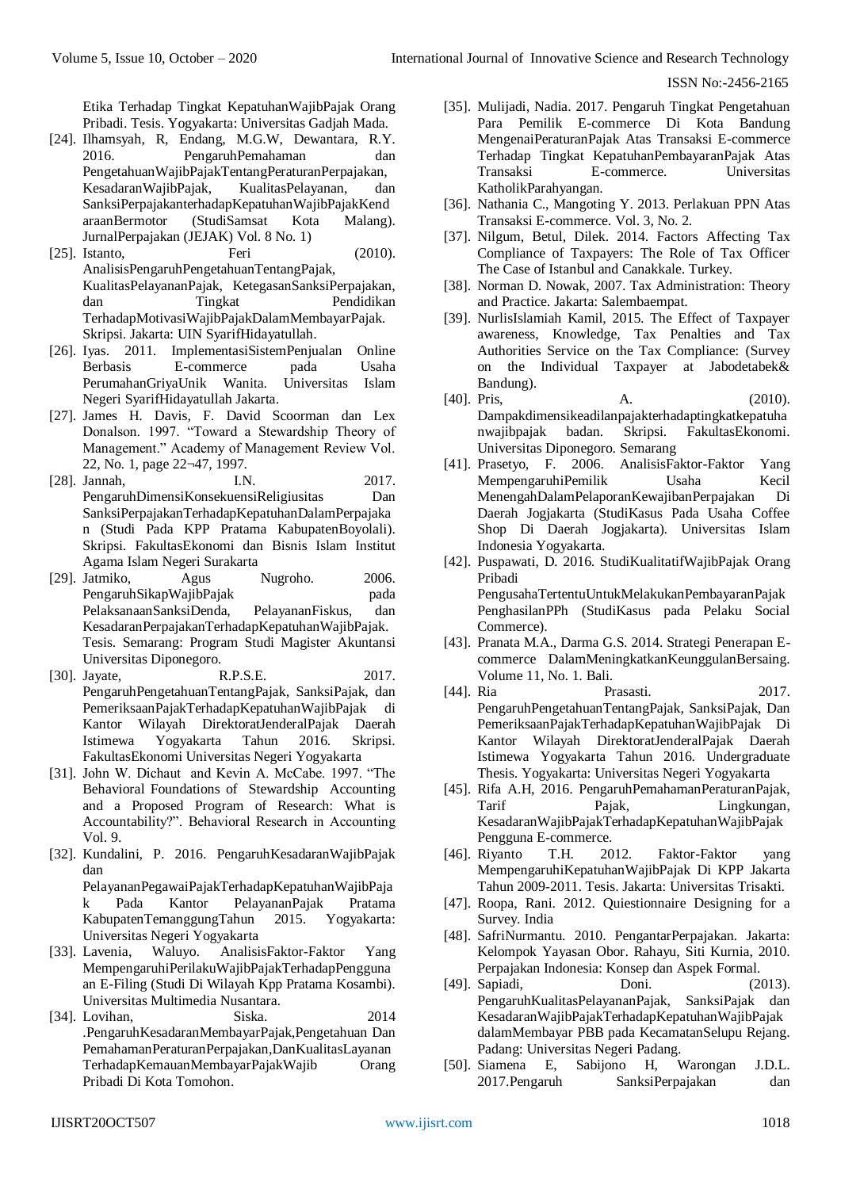Etika Terhadap Tingkat KepatuhanWajibPajak Orang Pribadi. Tesis. Yogyakarta: Universitas Gadjah Mada.

[24]. Ilhamsyah, R, Endang, M.G.W, Dewantara, R.Y. 2016. PengaruhPemahaman dan PengetahuanWajibPajakTentangPeraturanPerpajakan, KesadaranWajibPajak, KualitasPelayanan, dan SanksiPerpajakanterhadapKepatuhanWajibPajakKendaraanBermotor (StudiSamsat Kota Malang). JurnalPerpajakan (JEJAK) Vol. 8 No. 1)

[25]. Istanto, Feri (2010). AnalisisPengaruhPengetahuanTentangPajak, KualitasPelayananPajak, KetegasanSanksiPerpajakan, dan Tingkat Pendidikan TerhadapMotivasiWajibPajakDalamMembayarPajak. Skripsi. Jakarta: UIN SyarifHidayatullah.

[26]. Iyas. 2011. ImplementasiSistemPenjualan Online Berbasis E-commerce pada Usaha PerumahanGriyaUnik Wanita. Universitas Islam Negeri SyarifHidayatullah Jakarta.

[27]. James H. Davis, F. David Scoorman dan Lex Donalson. 1997. "Toward a Stewardship Theory of Management." Academy of Management Review Vol. 22, No. 1, page 22¬47, 1997.

[28]. Jannah, I.N. 2017. PengaruhDimensiKonsekuensiReligiusitas Dan SanksiPerpajakanTerhadapKepatuhanDalamPerpajakan (Studi Pada KPP Pratama KabupatenBoyolali). Skripsi. FakultasEkonomi dan Bisnis Islam Institut Agama Islam Negeri Surakarta

[29]. Jatmiko, Agus Nugroho. 2006. PengaruhSikapWajibPajak pada PelaksanaanSanksiDenda, PelayananFiskus, dan KesadaranPerpajakanTerhadapKepatuhanWajibPajak. Tesis. Semarang: Program Studi Magister Akuntansi Universitas Diponegoro.

[30]. Jayate, R.P.S.E. 2017. PengaruhPengetahuanTentangPajak, SanksiPajak, dan PemeriksaanPajakTerhadapKepatuhanWajibPajak di Kantor Wilayah DirektoratJenderalPajak Daerah Istimewa Yogyakarta Tahun 2016. Skripsi. FakultasEkonomi Universitas Negeri Yogyakarta

[31]. John W. Dichaut and Kevin A. McCabe. 1997. "The Behavioral Foundations of Stewardship Accounting and a Proposed Program of Research: What is Accountability?". Behavioral Research in Accounting Vol. 9.

[32]. Kundalini, P. 2016. PengaruhKesadaranWajibPajak dan PelayananPegawaiPajakTerhadapKepatuhanWajibPajak Pada Kantor PelayananPajak Pratama KabupatenTemanggungTahun 2015. Yogyakarta: Universitas Negeri Yogyakarta

[33]. Lavenia, Waluyo. AnalisisFaktor-Faktor Yang MempengaruhiPerilakuWajibPajakTerhadapPenggunaan E-Filing (Studi Di Wilayah Kpp Pratama Kosambi). Universitas Multimedia Nusantara.

[34]. Lovihan, Siska. 2014 .PengaruhKesadaranMembayarPajak,Pengetahuan Dan PemahamanPeraturanPerpajakan,DanKualitasLayanan TerhadapKemauanMembayarPajakWajib Orang Pribadi Di Kota Tomohon.

[35]. Mulijadi, Nadia. 2017. Pengaruh Tingkat Pengetahuan Para Pemilik E-commerce Di Kota Bandung MengenaiPeraturanPajak Atas Transaksi E-commerce Terhadap Tingkat KepatuhanPembayaranPajak Atas Transaksi E-commerce. Universitas KatholikParahyangan.

[36]. Nathania C., Mangoting Y. 2013. Perlakuan PPN Atas Transaksi E-commerce. Vol. 3, No. 2.

[37]. Nilgum, Betul, Dilek. 2014. Factors Affecting Tax Compliance of Taxpayers: The Role of Tax Officer The Case of Istanbul and Canakkale. Turkey.

[38]. Norman D. Nowak, 2007. Tax Administration: Theory and Practice. Jakarta: Salembaempat.

[39]. NurlisIslamiah Kamil, 2015. The Effect of Taxpayer awareness, Knowledge, Tax Penalties and Tax Authorities Service on the Tax Compliance: (Survey on the Individual Taxpayer at Jabodetabek& Bandung).

[40]. Pris, A. (2010). Dampakdimensikeadilanpajakterhadaptingkatkepatuhanwajibpajak badan. Skripsi. FakultasEkonomi. Universitas Diponegoro. Semarang

[41]. Prasetyo, F. 2006. AnalisisFaktor-Faktor Yang MempengaruhiPemilik Usaha Kecil MenengahDalamPelaporanKewajibanPerpajakan Di Daerah Jogjakarta (StudiKasus Pada Usaha Coffee Shop Di Daerah Jogjakarta). Universitas Islam Indonesia Yogyakarta.

[42]. Puspawati, D. 2016. StudiKualitatifWajibPajak Orang Pribadi PengusahaTertentuUntukMelakukanPembayaranPajak PenghasilanPPh (StudiKasus pada Pelaku Social Commerce).

[43]. Pranata M.A., Darma G.S. 2014. Strategi Penerapan E-commerce DalamMeningkatkanKeunggulanBersaing. Volume 11, No. 1. Bali.

[44]. Ria Prasasti. 2017. PengaruhPengetahuanTentangPajak, SanksiPajak, Dan PemeriksaanPajakTerhadapKepatuhanWajibPajak Di Kantor Wilayah DirektoratJenderalPajak Daerah Istimewa Yogyakarta Tahun 2016. Undergraduate Thesis. Yogyakarta: Universitas Negeri Yogyakarta

[45]. Rifa A.H, 2016. PengaruhPemahamanPeraturanPajak, Tarif Pajak, Lingkungan, KesadaranWajibPajakTerhadapKepatuhanWajibPajak Pengguna E-commerce.

[46]. Riyanto T.H. 2012. Faktor-Faktor yang MempengaruhiKepatuhanWajibPajak Di KPP Jakarta Tahun 2009-2011. Tesis. Jakarta: Universitas Trisakti.

[47]. Roopa, Rani. 2012. Quiestionnaire Designing for a Survey. India

[48]. SafriNurmantu. 2010. PengantarPerpajakan. Jakarta: Kelompok Yayasan Obor. Rahayu, Siti Kurnia, 2010. Perpajakan Indonesia: Konsep dan Aspek Formal.

[49]. Sapiadi, Doni. (2013). PengaruhKualitasPelayananPajak, SanksiPajak dan KesadaranWajibPajakTerhadapKepatuhanWajibPajak dalamMembayar PBB pada KecamatanSelupu Rejang. Padang: Universitas Negeri Padang.

[50]. Siamena E, Sabijono H, Warongan J.D.L. 2017.Pengaruh SanksiPerpajakan dan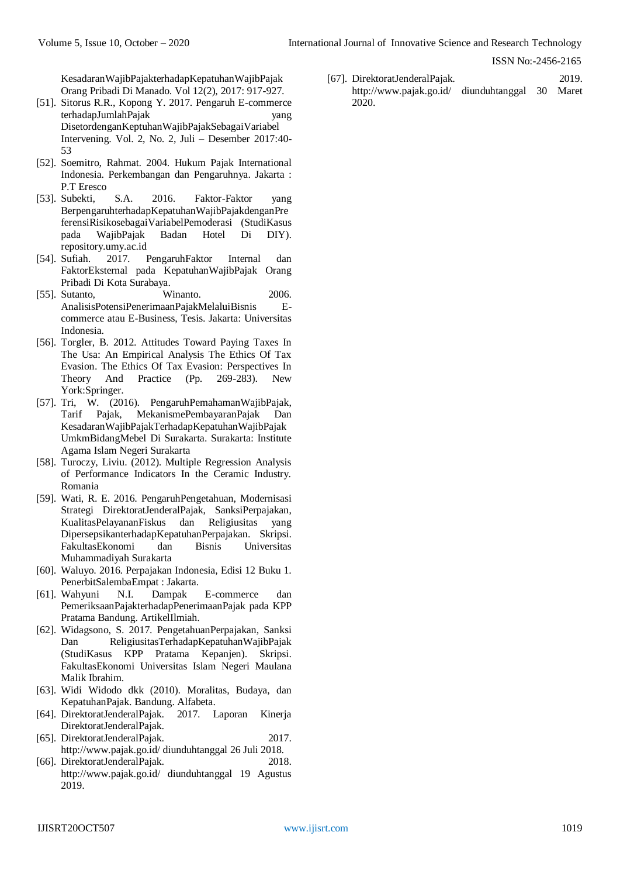KesadaranWajibPajakterhadapKepatuhanWajibPajak Orang Pribadi Di Manado. Vol 12(2), 2017: 917-927.

[51]. Sitorus R.R., Kopong Y. 2017. Pengaruh E-commerce terhadapJumlahPajak yang DisetordenganKeptuhanWajibPajakSebagaiVariabel Intervening. Vol. 2, No. 2, Juli – Desember 2017:40-53

[52]. Soemitro, Rahmat. 2004. Hukum Pajak International Indonesia. Perkembangan dan Pengaruhnya. Jakarta : P.T Eresco

[53]. Subekti, S.A. 2016. Faktor-Faktor yang BerpengaruhterhadapKepatuhanWajibPajakdenganPreferensiRisikosebagaiVariabelPemoderasi (StudiKasus pada WajibPajak Badan Hotel Di DIY). repository.umy.ac.id

[54]. Sufiah. 2017. PengaruhFaktor Internal dan FaktorEksternal pada KepatuhanWajibPajak Orang Pribadi Di Kota Surabaya.

[55]. Sutanto, Winanto. 2006. AnalisisPotensiPenerimaanPajakMelaluiBisnis E-commerce atau E-Business, Tesis. Jakarta: Universitas Indonesia.

[56]. Torgler, B. 2012. Attitudes Toward Paying Taxes In The Usa: An Empirical Analysis The Ethics Of Tax Evasion. The Ethics Of Tax Evasion: Perspectives In Theory And Practice (Pp. 269-283). New York:Springer.

[57]. Tri, W. (2016). PengaruhPemahamanWajibPajak, Tarif Pajak, MekanismePembayaranPajak Dan KesadaranWajibPajakTerhadapKepatuhanWajibPajak UmkmBidangMebel Di Surakarta. Surakarta: Institute Agama Islam Negeri Surakarta

[58]. Turoczy, Liviu. (2012). Multiple Regression Analysis of Performance Indicators In the Ceramic Industry. Romania

[59]. Wati, R. E. 2016. PengaruhPengetahuan, Modernisasi Strategi DirektoratJenderalPajak, SanksiPerpajakan, KualitasPelayananFiskus dan Religiusitas yang DipersepsikanterhadapKepatuhanPerpajakan. Skripsi. FakultasEkonomi dan Bisnis Universitas Muhammadiyah Surakarta

[60]. Waluyo. 2016. Perpajakan Indonesia, Edisi 12 Buku 1. PenerbitSalembaEmpat : Jakarta.

[61]. Wahyuni N.I. Dampak E-commerce dan PemeriksaanPajakterhadapPenerimaanPajak pada KPP Pratama Bandung. ArtikelIlmiah.

[62]. Widagsono, S. 2017. PengetahuanPerpajakan, Sanksi Dan ReligiusitasTerhadapKepatuhanWajibPajak (StudiKasus KPP Pratama Kepanjen). Skripsi. FakultasEkonomi Universitas Islam Negeri Maulana Malik Ibrahim.

[63]. Widi Widodo dkk (2010). Moralitas, Budaya, dan KepatuhanPajak. Bandung. Alfabeta.

[64]. DirektoratJenderalPajak. 2017. Laporan Kinerja DirektoratJenderalPajak.

[65]. DirektoratJenderalPajak. 2017. http://www.pajak.go.id/ diunduhtanggal 26 Juli 2018.

[66]. DirektoratJenderalPajak. 2018. http://www.pajak.go.id/ diunduhtanggal 19 Agustus 2019.

[67]. DirektoratJenderalPajak. 2019. http://www.pajak.go.id/ diunduhtanggal 30 Maret 2020.